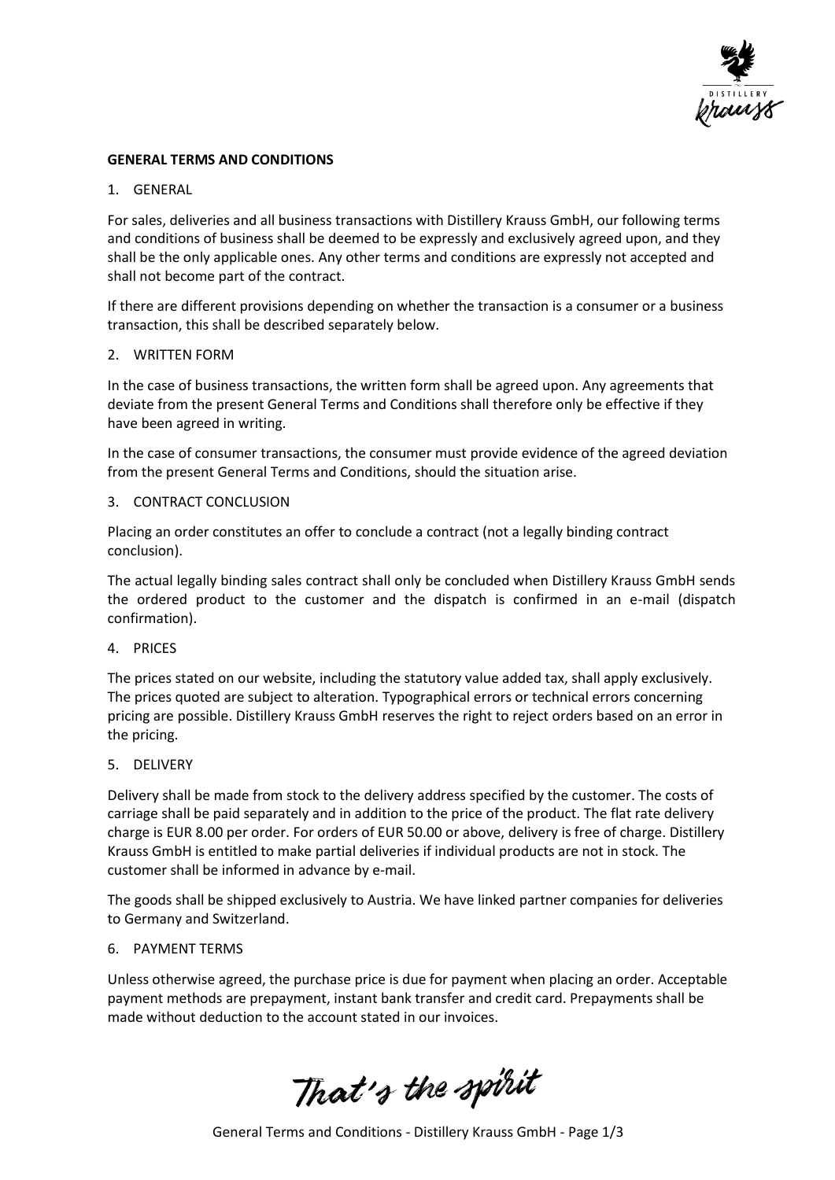**GENERAL TERMS AND CONDITIONS**

1. GENERAL

For sales, deliveries and all business transactions with Distillery Krauss GmbH, our following terms and conditions of business shall be deemed to be expressly and exclusively agreed upon, and they shall be the only applicable ones. Any other terms and conditions are expressly not accepted and shall not become part of the contract.

If there are different provisions depending on whether the transaction is a consumer or a business transaction, this shall be described separately below.

2. WRITTEN FORM

In the case of business transactions, the written form shall be agreed upon. Any agreements that deviate from the present General Terms and Conditions shall therefore only be effective if they have been agreed in writing.

In the case of consumer transactions, the consumer must provide evidence of the agreed deviation from the present General Terms and Conditions, should the situation arise.

3. CONTRACT CONCLUSION

Placing an order constitutes an offer to conclude a contract (not a legally binding contract conclusion).

The actual legally binding sales contract shall only be concluded when Distillery Krauss GmbH sends the ordered product to the customer and the dispatch is confirmed in an e-mail (dispatch confirmation).

4. PRICES

The prices stated on our website, including the statutory value added tax, shall apply exclusively. The prices quoted are subject to alteration. Typographical errors or technical errors concerning pricing are possible. Distillery Krauss GmbH reserves the right to reject orders based on an error in the pricing.

5. DELIVERY

Delivery shall be made from stock to the delivery address specified by the customer. The costs of carriage shall be paid separately and in addition to the price of the product. The flat rate delivery charge is EUR 8.00 per order. For orders of EUR 50.00 or above, delivery is free of charge. Distillery Krauss GmbH is entitled to make partial deliveries if individual products are not in stock. The customer shall be informed in advance by e-mail.

The goods shall be shipped exclusively to Austria. We have linked partner companies for deliveries to Germany and Switzerland.

6. PAYMENT TERMS

Unless otherwise agreed, the purchase price is due for payment when placing an order. Acceptable payment methods are prepayment, instant bank transfer and credit card. Prepayments shall be made without deduction to the account stated in our invoices.

*That's the spirit*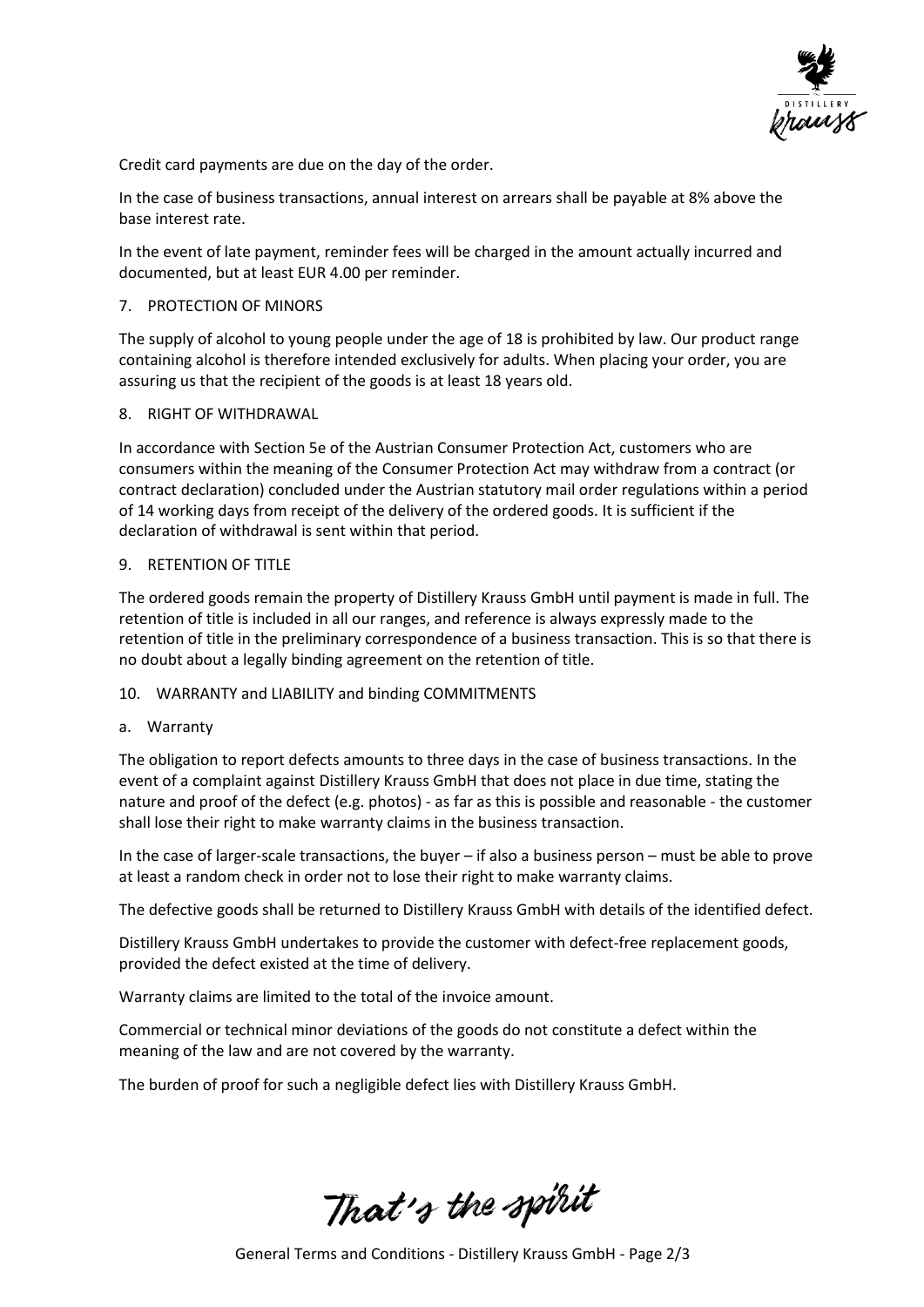Credit card payments are due on the day of the order.

In the case of business transactions, annual interest on arrears shall be payable at 8% above the base interest rate.

In the event of late payment, reminder fees will be charged in the amount actually incurred and documented, but at least EUR 4.00 per reminder.

## 7. PROTECTION OF MINORS

The supply of alcohol to young people under the age of 18 is prohibited by law. Our product range containing alcohol is therefore intended exclusively for adults. When placing your order, you are assuring us that the recipient of the goods is at least 18 years old.

## 8. RIGHT OF WITHDRAWAL

In accordance with Section 5e of the Austrian Consumer Protection Act, customers who are consumers within the meaning of the Consumer Protection Act may withdraw from a contract (or contract declaration) concluded under the Austrian statutory mail order regulations within a period of 14 working days from receipt of the delivery of the ordered goods. It is sufficient if the declaration of withdrawal is sent within that period.

## 9. RETENTION OF TITLE

The ordered goods remain the property of Distillery Krauss GmbH until payment is made in full. The retention of title is included in all our ranges, and reference is always expressly made to the retention of title in the preliminary correspondence of a business transaction. This is so that there is no doubt about a legally binding agreement on the retention of title.

## 10. WARRANTY and LIABILITY and binding COMMITMENTS

### a. Warranty

The obligation to report defects amounts to three days in the case of business transactions. In the event of a complaint against Distillery Krauss GmbH that does not place in due time, stating the nature and proof of the defect (e.g. photos) - as far as this is possible and reasonable - the customer shall lose their right to make warranty claims in the business transaction.

In the case of larger-scale transactions, the buyer – if also a business person – must be able to prove at least a random check in order not to lose their right to make warranty claims.

The defective goods shall be returned to Distillery Krauss GmbH with details of the identified defect.

Distillery Krauss GmbH undertakes to provide the customer with defect-free replacement goods, provided the defect existed at the time of delivery.

Warranty claims are limited to the total of the invoice amount.

Commercial or technical minor deviations of the goods do not constitute a defect within the meaning of the law and are not covered by the warranty.

The burden of proof for such a negligible defect lies with Distillery Krauss GmbH.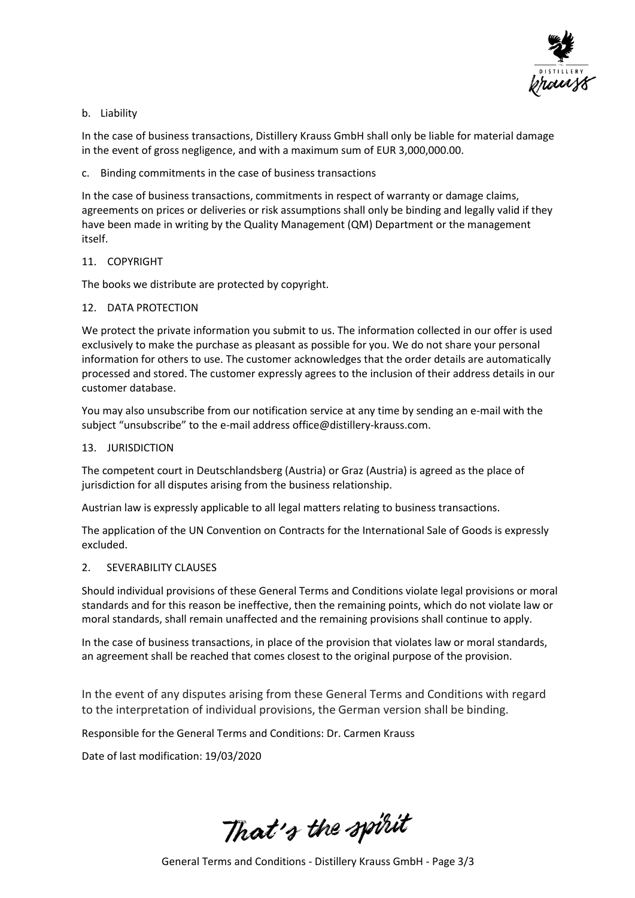b. Liability

In the case of business transactions, Distillery Krauss GmbH shall only be liable for material damage in the event of gross negligence, and with a maximum sum of EUR 3,000,000.00.

c. Binding commitments in the case of business transactions

In the case of business transactions, commitments in respect of warranty or damage claims, agreements on prices or deliveries or risk assumptions shall only be binding and legally valid if they have been made in writing by the Quality Management (QM) Department or the management itself.

## 11. COPYRIGHT

The books we distribute are protected by copyright.

## 12. DATA PROTECTION

We protect the private information you submit to us. The information collected in our offer is used exclusively to make the purchase as pleasant as possible for you. We do not share your personal information for others to use. The customer acknowledges that the order details are automatically processed and stored. The customer expressly agrees to the inclusion of their address details in our customer database.

You may also unsubscribe from our notification service at any time by sending an e-mail with the subject "unsubscribe" to the e-mail address office@distillery-krauss.com.

## 13. JURISDICTION

The competent court in Deutschlandsberg (Austria) or Graz (Austria) is agreed as the place of jurisdiction for all disputes arising from the business relationship.

Austrian law is expressly applicable to all legal matters relating to business transactions.

The application of the UN Convention on Contracts for the International Sale of Goods is expressly excluded.

## 2. SEVERABILITY CLAUSES

Should individual provisions of these General Terms and Conditions violate legal provisions or moral standards and for this reason be ineffective, then the remaining points, which do not violate law or moral standards, shall remain unaffected and the remaining provisions shall continue to apply.

In the case of business transactions, in place of the provision that violates law or moral standards, an agreement shall be reached that comes closest to the original purpose of the provision.

In the event of any disputes arising from these General Terms and Conditions with regard to the interpretation of individual provisions, the German version shall be binding.

Responsible for the General Terms and Conditions: Dr. Carmen Krauss

Date of last modification: 19/03/2020

*That's the spirit*